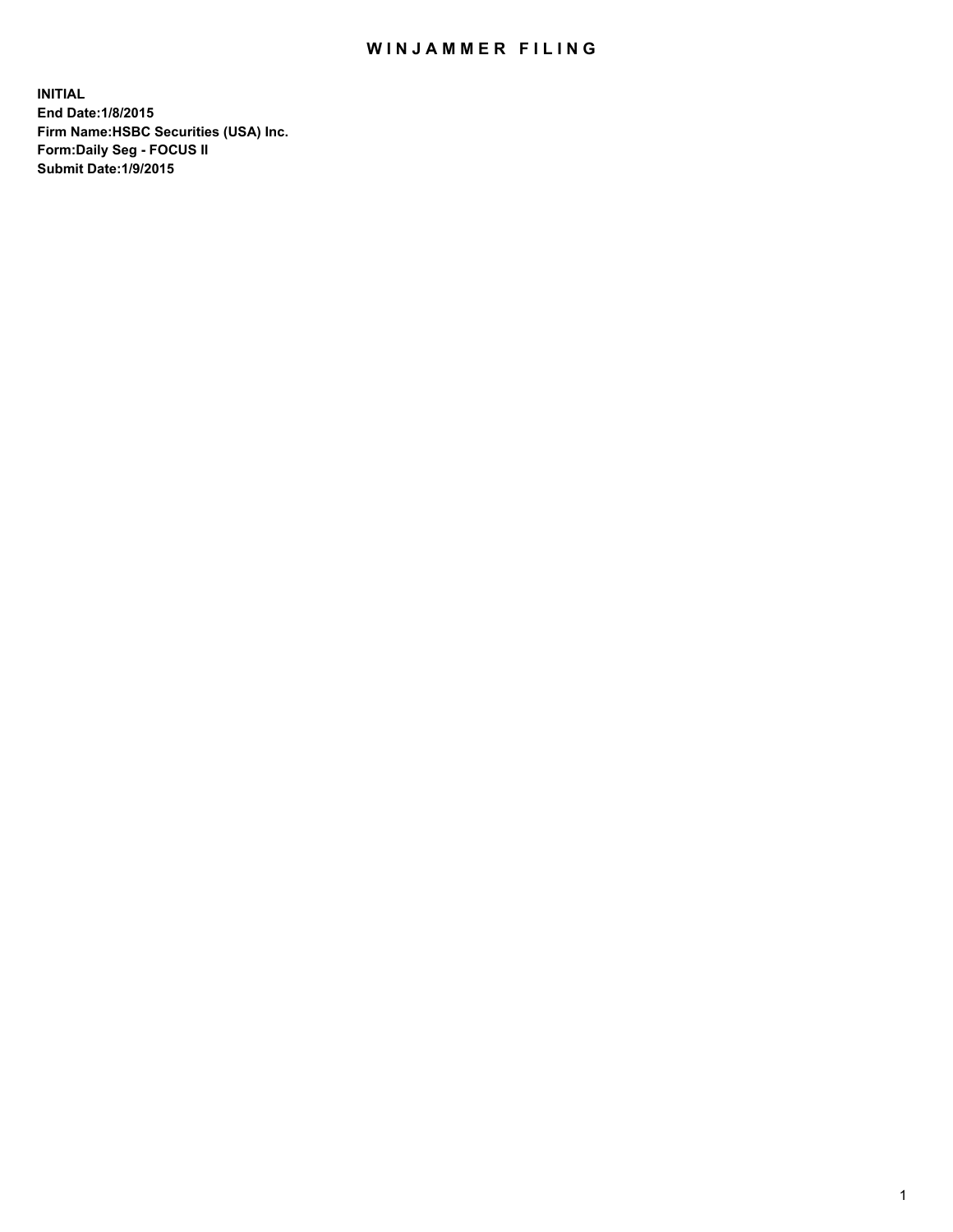# WINJAMMER FILING

**INITIAL**
**End Date:1/8/2015**
**Firm Name:HSBC Securities (USA) Inc.**
**Form:Daily Seg - FOCUS II**
**Submit Date:1/9/2015**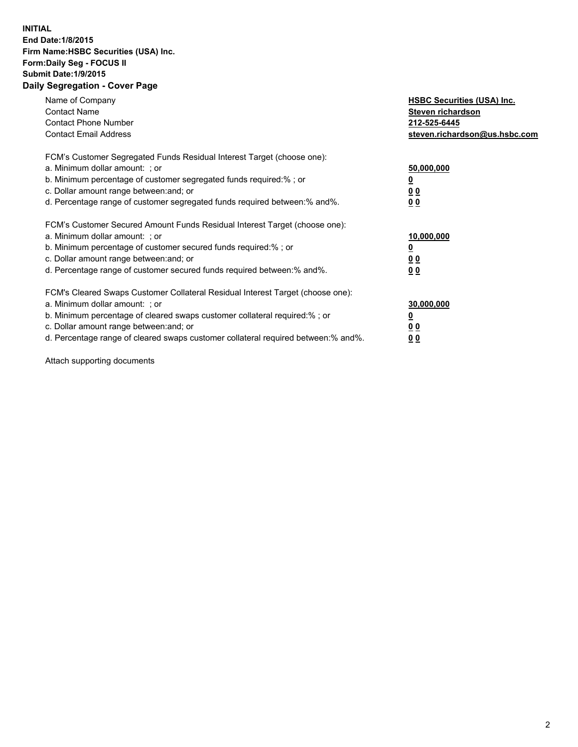**INITIAL**
**End Date:1/8/2015**
**Firm Name:HSBC Securities (USA) Inc.**
**Form:Daily Seg - FOCUS II**
**Submit Date:1/9/2015**

## Daily Segregation - Cover Page

| | |
|---|---|
| Name of Company | **HSBC Securities (USA) Inc.** |
| Contact Name | **Steven richardson** |
| Contact Phone Number | **212-525-6445** |
| Contact Email Address | **steven.richardson@us.hsbc.com** |

FCM's Customer Segregated Funds Residual Interest Target (choose one):

| | |
|---|---|
| a. Minimum dollar amount: ; or | **50,000,000** |
| b. Minimum percentage of customer segregated funds required:% ; or | **0** |
| c. Dollar amount range between:and; or | **0 0** |
| d. Percentage range of customer segregated funds required between:% and%. | **0 0** |

FCM's Customer Secured Amount Funds Residual Interest Target (choose one):

| | |
|---|---|
| a. Minimum dollar amount: ; or | **10,000,000** |
| b. Minimum percentage of customer secured funds required:% ; or | **0** |
| c. Dollar amount range between:and; or | **0 0** |
| d. Percentage range of customer secured funds required between:% and%. | **0 0** |

FCM's Cleared Swaps Customer Collateral Residual Interest Target (choose one):

| | |
|---|---|
| a. Minimum dollar amount: ; or | **30,000,000** |
| b. Minimum percentage of cleared swaps customer collateral required:% ; or | **0** |
| c. Dollar amount range between:and; or | **0 0** |
| d. Percentage range of cleared swaps customer collateral required between:% and%. | **0 0** |

Attach supporting documents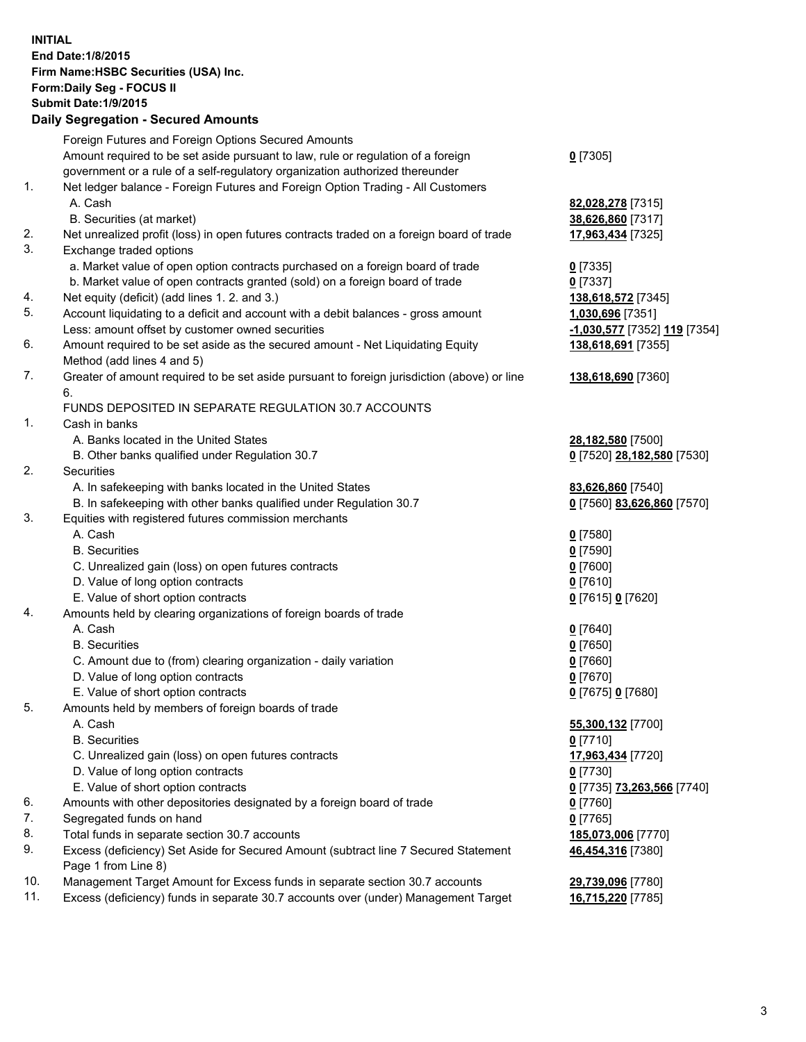**INITIAL**
**End Date:1/8/2015**
**Firm Name:HSBC Securities (USA) Inc.**
**Form:Daily Seg - FOCUS II**
**Submit Date:1/9/2015**

## Daily Segregation - Secured Amounts

| | | |
|---|---|---|
| | Foreign Futures and Foreign Options Secured Amounts | |
| | Amount required to be set aside pursuant to law, rule or regulation of a foreign government or a rule of a self-regulatory organization authorized thereunder | **0** [7305] |
| 1. | Net ledger balance - Foreign Futures and Foreign Option Trading - All Customers | |
| | A. Cash | **82,028,278** [7315] |
| | B. Securities (at market) | **38,626,860** [7317] |
| 2. | Net unrealized profit (loss) in open futures contracts traded on a foreign board of trade | **17,963,434** [7325] |
| 3. | Exchange traded options | |
| | a. Market value of open option contracts purchased on a foreign board of trade | **0** [7335] |
| | b. Market value of open contracts granted (sold) on a foreign board of trade | **0** [7337] |
| 4. | Net equity (deficit) (add lines 1. 2. and 3.) | **138,618,572** [7345] |
| 5. | Account liquidating to a deficit and account with a debit balances - gross amount | **1,030,696** [7351] |
| | Less: amount offset by customer owned securities | **-1,030,577** [7352] **119** [7354] |
| 6. | Amount required to be set aside as the secured amount - Net Liquidating Equity Method (add lines 4 and 5) | **138,618,691** [7355] |
| 7. | Greater of amount required to be set aside pursuant to foreign jurisdiction (above) or line 6. | **138,618,690** [7360] |
| | FUNDS DEPOSITED IN SEPARATE REGULATION 30.7 ACCOUNTS | |
| 1. | Cash in banks | |
| | A. Banks located in the United States | **28,182,580** [7500] |
| | B. Other banks qualified under Regulation 30.7 | **0** [7520] **28,182,580** [7530] |
| 2. | Securities | |
| | A. In safekeeping with banks located in the United States | **83,626,860** [7540] |
| | B. In safekeeping with other banks qualified under Regulation 30.7 | **0** [7560] **83,626,860** [7570] |
| 3. | Equities with registered futures commission merchants | |
| | A. Cash | **0** [7580] |
| | B. Securities | **0** [7590] |
| | C. Unrealized gain (loss) on open futures contracts | **0** [7600] |
| | D. Value of long option contracts | **0** [7610] |
| | E. Value of short option contracts | **0** [7615] **0** [7620] |
| 4. | Amounts held by clearing organizations of foreign boards of trade | |
| | A. Cash | **0** [7640] |
| | B. Securities | **0** [7650] |
| | C. Amount due to (from) clearing organization - daily variation | **0** [7660] |
| | D. Value of long option contracts | **0** [7670] |
| | E. Value of short option contracts | **0** [7675] **0** [7680] |
| 5. | Amounts held by members of foreign boards of trade | |
| | A. Cash | **55,300,132** [7700] |
| | B. Securities | **0** [7710] |
| | C. Unrealized gain (loss) on open futures contracts | **17,963,434** [7720] |
| | D. Value of long option contracts | **0** [7730] |
| | E. Value of short option contracts | **0** [7735] **73,263,566** [7740] |
| 6. | Amounts with other depositories designated by a foreign board of trade | **0** [7760] |
| 7. | Segregated funds on hand | **0** [7765] |
| 8. | Total funds in separate section 30.7 accounts | **185,073,006** [7770] |
| 9. | Excess (deficiency) Set Aside for Secured Amount (subtract line 7 Secured Statement Page 1 from Line 8) | **46,454,316** [7380] |
| 10. | Management Target Amount for Excess funds in separate section 30.7 accounts | **29,739,096** [7780] |
| 11. | Excess (deficiency) funds in separate 30.7 accounts over (under) Management Target | **16,715,220** [7785] |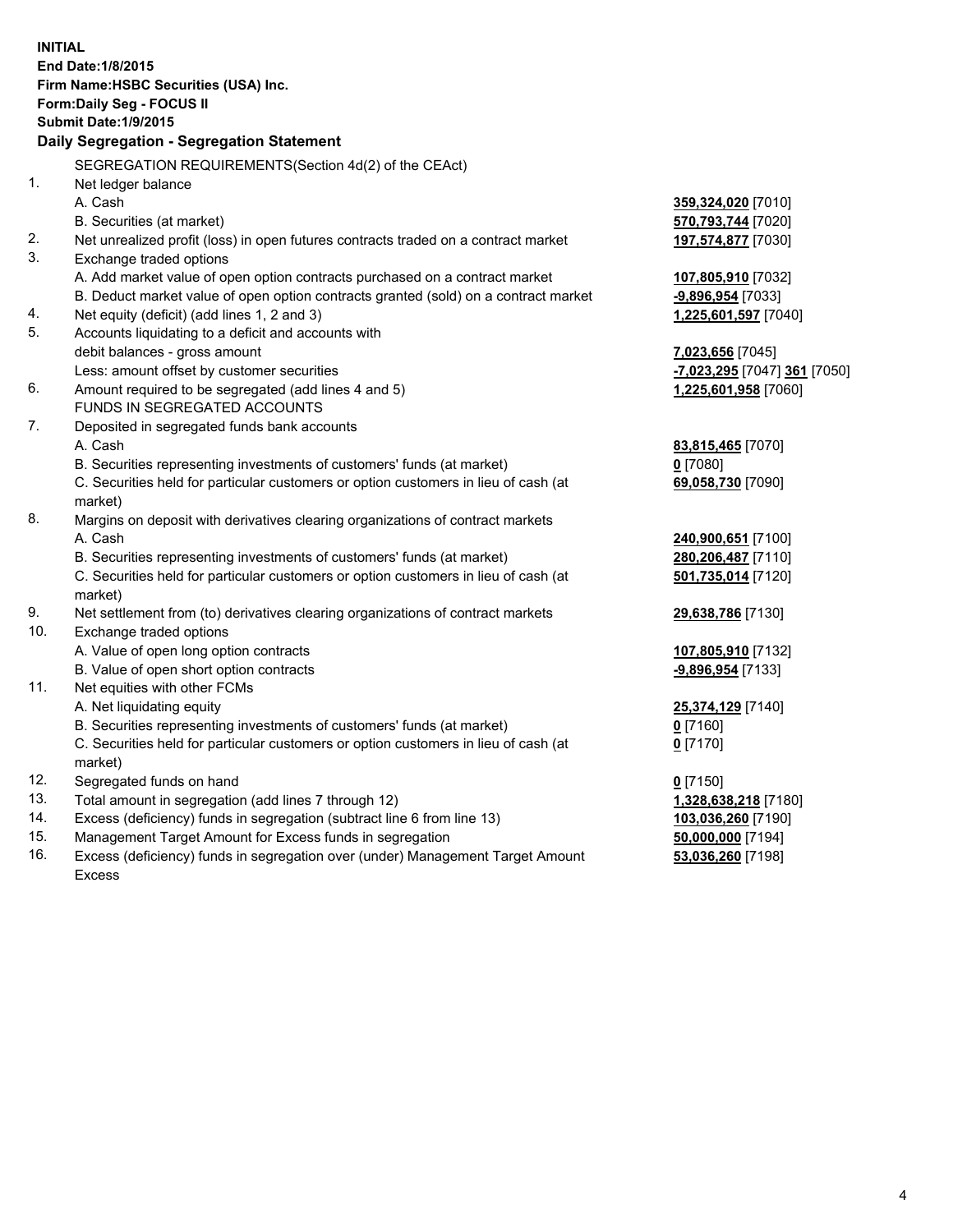**INITIAL**
**End Date:1/8/2015**
**Firm Name:HSBC Securities (USA) Inc.**
**Form:Daily Seg - FOCUS II**
**Submit Date:1/9/2015**

## Daily Segregation - Segregation Statement

SEGREGATION REQUIREMENTS(Section 4d(2) of the CEAct)

| | | |
|---|---|---|
| 1. | Net ledger balance | |
| | A. Cash | **359,324,020** [7010] |
| | B. Securities (at market) | **570,793,744** [7020] |
| 2. | Net unrealized profit (loss) in open futures contracts traded on a contract market | **197,574,877** [7030] |
| 3. | Exchange traded options | |
| | A. Add market value of open option contracts purchased on a contract market | **107,805,910** [7032] |
| | B. Deduct market value of open option contracts granted (sold) on a contract market | **-9,896,954** [7033] |
| 4. | Net equity (deficit) (add lines 1, 2 and 3) | **1,225,601,597** [7040] |
| 5. | Accounts liquidating to a deficit and accounts with debit balances - gross amount | **7,023,656** [7045] |
| | Less: amount offset by customer securities | **-7,023,295** [7047] **361** [7050] |
| 6. | Amount required to be segregated (add lines 4 and 5) | **1,225,601,958** [7060] |
| | FUNDS IN SEGREGATED ACCOUNTS | |
| 7. | Deposited in segregated funds bank accounts | |
| | A. Cash | **83,815,465** [7070] |
| | B. Securities representing investments of customers' funds (at market) | **0** [7080] |
| | C. Securities held for particular customers or option customers in lieu of cash (at market) | **69,058,730** [7090] |
| 8. | Margins on deposit with derivatives clearing organizations of contract markets | |
| | A. Cash | **240,900,651** [7100] |
| | B. Securities representing investments of customers' funds (at market) | **280,206,487** [7110] |
| | C. Securities held for particular customers or option customers in lieu of cash (at market) | **501,735,014** [7120] |
| 9. | Net settlement from (to) derivatives clearing organizations of contract markets | **29,638,786** [7130] |
| 10. | Exchange traded options | |
| | A. Value of open long option contracts | **107,805,910** [7132] |
| | B. Value of open short option contracts | **-9,896,954** [7133] |
| 11. | Net equities with other FCMs | |
| | A. Net liquidating equity | **25,374,129** [7140] |
| | B. Securities representing investments of customers' funds (at market) | **0** [7160] |
| | C. Securities held for particular customers or option customers in lieu of cash (at market) | **0** [7170] |
| 12. | Segregated funds on hand | **0** [7150] |
| 13. | Total amount in segregation (add lines 7 through 12) | **1,328,638,218** [7180] |
| 14. | Excess (deficiency) funds in segregation (subtract line 6 from line 13) | **103,036,260** [7190] |
| 15. | Management Target Amount for Excess funds in segregation | **50,000,000** [7194] |
| 16. | Excess (deficiency) funds in segregation over (under) Management Target Amount Excess | **53,036,260** [7198] |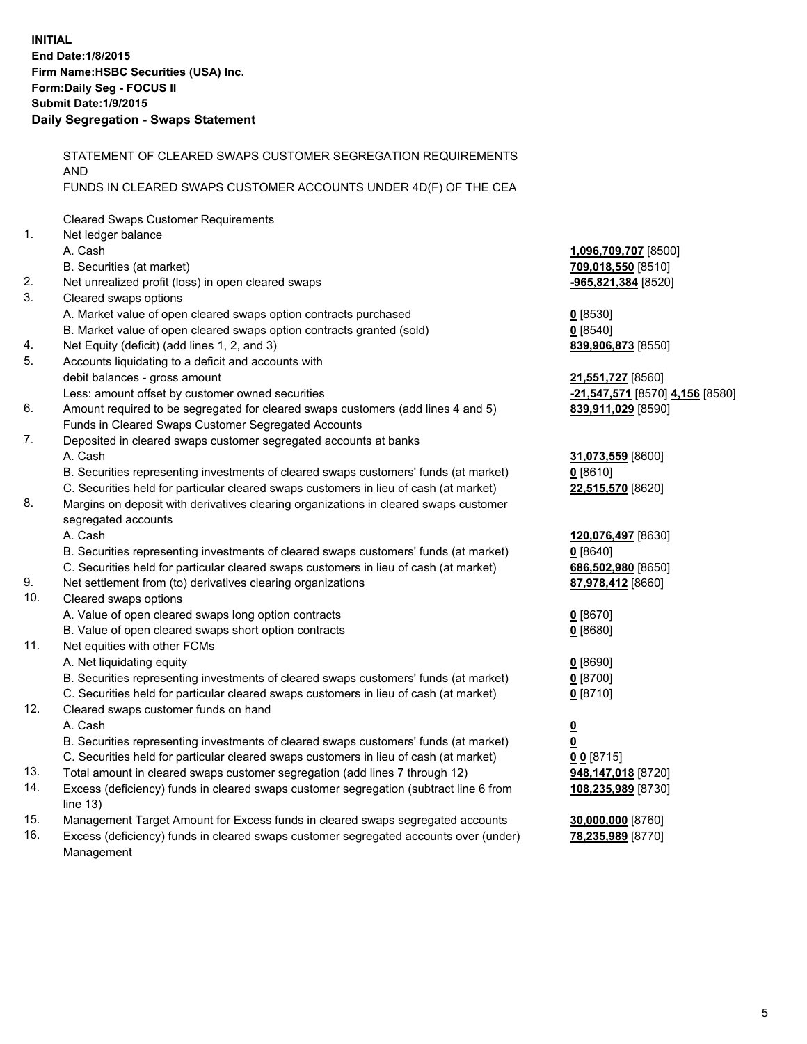**INITIAL**
**End Date:1/8/2015**
**Firm Name:HSBC Securities (USA) Inc.**
**Form:Daily Seg - FOCUS II**
**Submit Date:1/9/2015**
**Daily Segregation - Swaps Statement**

STATEMENT OF CLEARED SWAPS CUSTOMER SEGREGATION REQUIREMENTS AND FUNDS IN CLEARED SWAPS CUSTOMER ACCOUNTS UNDER 4D(F) OF THE CEA

| | | |
|---|---|---|
| | Cleared Swaps Customer Requirements | |
| 1. | Net ledger balance | |
| | A. Cash | **1,096,709,707** [8500] |
| | B. Securities (at market) | **709,018,550** [8510] |
| 2. | Net unrealized profit (loss) in open cleared swaps | **-965,821,384** [8520] |
| 3. | Cleared swaps options | |
| | A. Market value of open cleared swaps option contracts purchased | **0** [8530] |
| | B. Market value of open cleared swaps option contracts granted (sold) | **0** [8540] |
| 4. | Net Equity (deficit) (add lines 1, 2, and 3) | **839,906,873** [8550] |
| 5. | Accounts liquidating to a deficit and accounts with debit balances - gross amount | **21,551,727** [8560] |
| | Less: amount offset by customer owned securities | **-21,547,571** [8570] **4,156** [8580] |
| 6. | Amount required to be segregated for cleared swaps customers (add lines 4 and 5) | **839,911,029** [8590] |
| | Funds in Cleared Swaps Customer Segregated Accounts | |
| 7. | Deposited in cleared swaps customer segregated accounts at banks | |
| | A. Cash | **31,073,559** [8600] |
| | B. Securities representing investments of cleared swaps customers' funds (at market) | **0** [8610] |
| | C. Securities held for particular cleared swaps customers in lieu of cash (at market) | **22,515,570** [8620] |
| 8. | Margins on deposit with derivatives clearing organizations in cleared swaps customer segregated accounts | |
| | A. Cash | **120,076,497** [8630] |
| | B. Securities representing investments of cleared swaps customers' funds (at market) | **0** [8640] |
| | C. Securities held for particular cleared swaps customers in lieu of cash (at market) | **686,502,980** [8650] |
| 9. | Net settlement from (to) derivatives clearing organizations | **87,978,412** [8660] |
| 10. | Cleared swaps options | |
| | A. Value of open cleared swaps long option contracts | **0** [8670] |
| | B. Value of open cleared swaps short option contracts | **0** [8680] |
| 11. | Net equities with other FCMs | |
| | A. Net liquidating equity | **0** [8690] |
| | B. Securities representing investments of cleared swaps customers' funds (at market) | **0** [8700] |
| | C. Securities held for particular cleared swaps customers in lieu of cash (at market) | **0** [8710] |
| 12. | Cleared swaps customer funds on hand | |
| | A. Cash | **0** |
| | B. Securities representing investments of cleared swaps customers' funds (at market) | **0** |
| | C. Securities held for particular cleared swaps customers in lieu of cash (at market) | **0** **0** [8715] |
| 13. | Total amount in cleared swaps customer segregation (add lines 7 through 12) | **948,147,018** [8720] |
| 14. | Excess (deficiency) funds in cleared swaps customer segregation (subtract line 6 from line 13) | **108,235,989** [8730] |
| 15. | Management Target Amount for Excess funds in cleared swaps segregated accounts | **30,000,000** [8760] |
| 16. | Excess (deficiency) funds in cleared swaps customer segregated accounts over (under) Management | **78,235,989** [8770] |